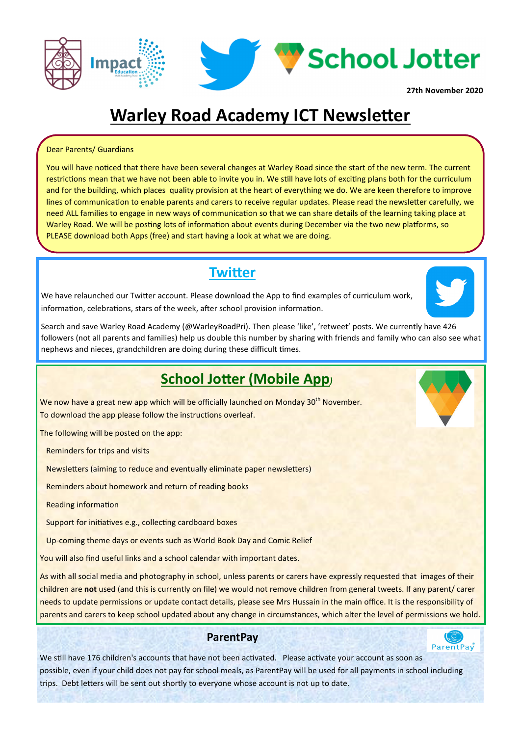27th November 2020

# Warley Road Academy ICT Newsletter

Dear Parents/ Guardians

You will have noticed that there have been several changes at Warley Road since the start of the new term. The current restrictions mean that we have not been able to invite you in. We still have lots of exciting plans both for the curriculum and for the building, which places quality provision at the heart of everything we do. We are keen therefore to improve lines of communication to enable parents and carers to receive regular updates. Please read the newsletter carefully, we need ALL families to engage in new ways of communication so that we can share details of the learning taking place at Warley Road. We will be posting lots of information about events during December via the two new platforms, so PLEASE download both Apps (free) and start having a look at what we are doing.

## Twitter

We have relaunched our Twitter account. Please download the App to find examples of curriculum work, information, celebrations, stars of the week, after school provision information.

Search and save Warley Road Academy (@WarleyRoadPri). Then please 'like', 'retweet' posts. We currently have 426 followers (not all parents and families) help us double this number by sharing with friends and family who can also see what nephews and nieces, grandchildren are doing during these difficult times.

## School Jotter (Mobile App)

We now have a great new app which will be officially launched on Monday 30th November. To download the app please follow the instructions overleaf.

The following will be posted on the app:

- Reminders for trips and visits
- Newsletters (aiming to reduce and eventually eliminate paper newsletters)
- Reminders about homework and return of reading books
- Reading information
- Support for initiatives e.g., collecting cardboard boxes
- Up-coming theme days or events such as World Book Day and Comic Relief

You will also find useful links and a school calendar with important dates.

As with all social media and photography in school, unless parents or carers have expressly requested that images of their children are **not** used (and this is currently on file) we would not remove children from general tweets. If any parent/ carer needs to update permissions or update contact details, please see Mrs Hussain in the main office. It is the responsibility of parents and carers to keep school updated about any change in circumstances, which alter the level of permissions we hold.

## ParentPay

We still have 176 children's accounts that have not been activated. Please activate your account as soon as possible, even if your child does not pay for school meals, as ParentPay will be used for all payments in school including trips. Debt letters will be sent out shortly to everyone whose account is not up to date.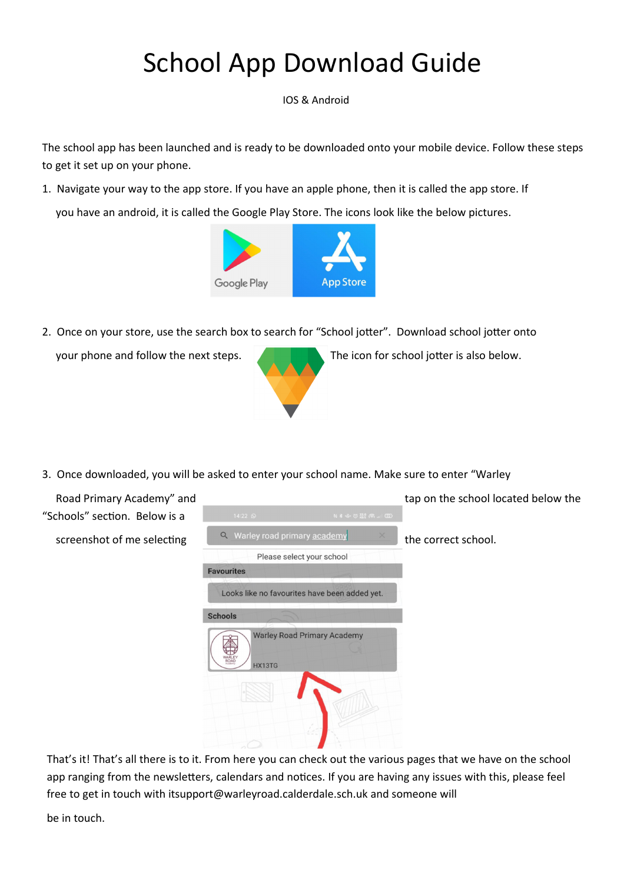# School App Download Guide

IOS & Android

The school app has been launched and is ready to be downloaded onto your mobile device. Follow these steps to get it set up on your phone.

1. Navigate your way to the app store. If you have an apple phone, then it is called the app store. If you have an android, it is called the Google Play Store. The icons look like the below pictures.

2. Once on your store, use the search box to search for "School jotter". Download school jotter onto your phone and follow the next steps. The icon for school jotter is also below.

3. Once downloaded, you will be asked to enter your school name. Make sure to enter "Warley Road Primary Academy" and tap on the school located below the "Schools" section. Below is a screenshot of me selecting the correct school.

That's it! That's all there is to it. From here you can check out the various pages that we have on the school app ranging from the newsletters, calendars and notices. If you are having any issues with this, please feel free to get in touch with itsupport@warleyroad.calderdale.sch.uk and someone will be in touch.